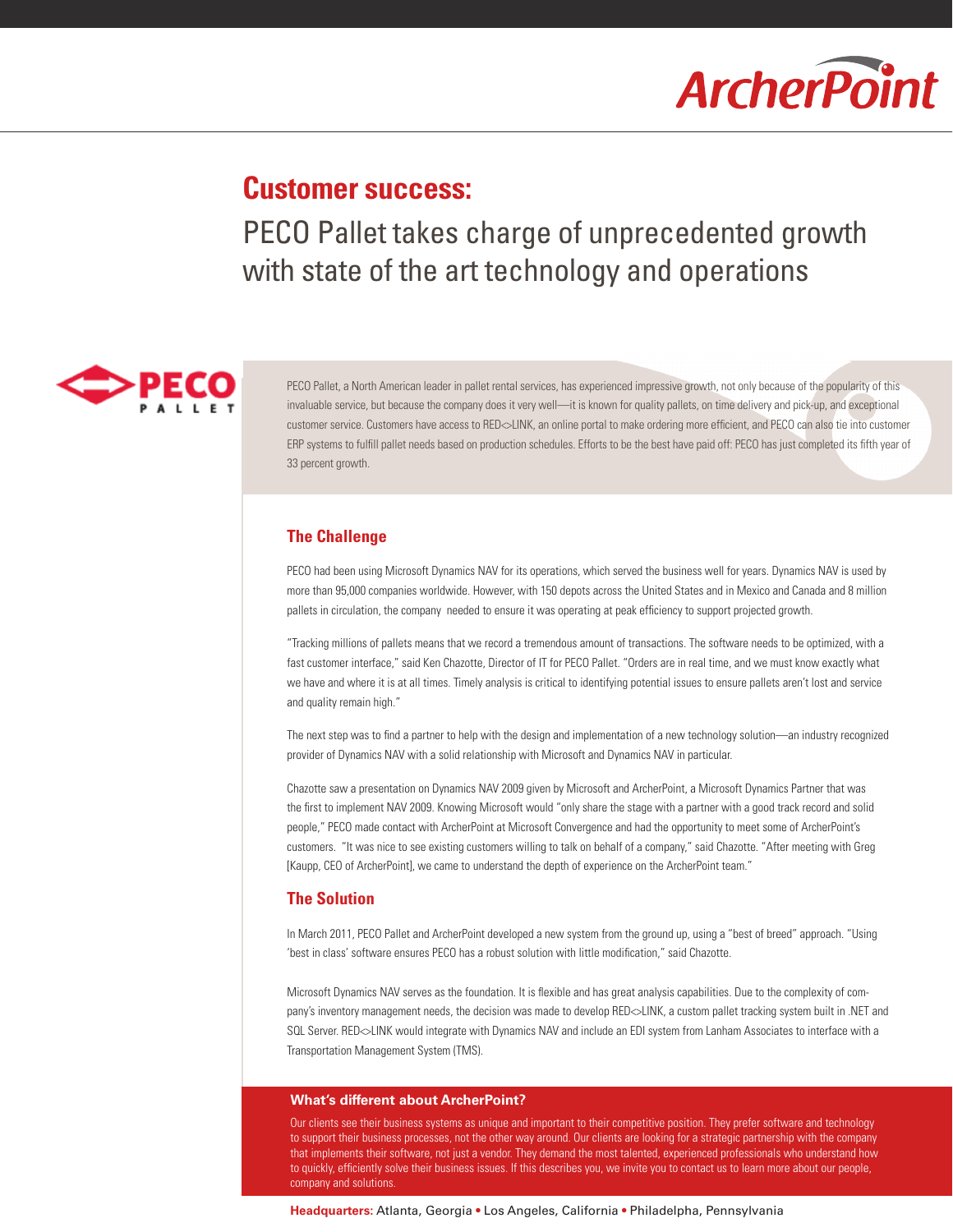# Customer success:

## PECO Pallet takes charge of unprecedented growth with state of the art technology and operations

PECO Pallet, a North American leader in pallet rental services, has experienced impressive growth, not only because of the popularity of this invaluable service, but because the company does it very well—it is known for quality pallets, on time delivery and pick-up, and exceptional customer service. Customers have access to RED<>LINK, an online portal to make ordering more efficient, and PECO can also tie into customer ERP systems to fulfill pallet needs based on production schedules. Efforts to be the best have paid off: PECO has just completed its fifth year of 33 percent growth.

### The Challenge

PECO had been using Microsoft Dynamics NAV for its operations, which served the business well for years. Dynamics NAV is used by more than 95,000 companies worldwide. However, with 150 depots across the United States and in Mexico and Canada and 8 million pallets in circulation, the company needed to ensure it was operating at peak efficiency to support projected growth.

"Tracking millions of pallets means that we record a tremendous amount of transactions. The software needs to be optimized, with a fast customer interface," said Ken Chazotte, Director of IT for PECO Pallet. "Orders are in real time, and we must know exactly what we have and where it is at all times. Timely analysis is critical to identifying potential issues to ensure pallets aren't lost and service and quality remain high."

The next step was to find a partner to help with the design and implementation of a new technology solution—an industry recognized provider of Dynamics NAV with a solid relationship with Microsoft and Dynamics NAV in particular.

Chazotte saw a presentation on Dynamics NAV 2009 given by Microsoft and ArcherPoint, a Microsoft Dynamics Partner that was the first to implement NAV 2009. Knowing Microsoft would "only share the stage with a partner with a good track record and solid people," PECO made contact with ArcherPoint at Microsoft Convergence and had the opportunity to meet some of ArcherPoint's customers. "It was nice to see existing customers willing to talk on behalf of a company," said Chazotte. "After meeting with Greg [Kaupp, CEO of ArcherPoint], we came to understand the depth of experience on the ArcherPoint team."

### The Solution

In March 2011, PECO Pallet and ArcherPoint developed a new system from the ground up, using a "best of breed" approach. "Using 'best in class' software ensures PECO has a robust solution with little modification," said Chazotte.

Microsoft Dynamics NAV serves as the foundation. It is flexible and has great analysis capabilities. Due to the complexity of company's inventory management needs, the decision was made to develop RED<>LINK, a custom pallet tracking system built in .NET and SQL Server. RED<>LINK would integrate with Dynamics NAV and include an EDI system from Lanham Associates to interface with a Transportation Management System (TMS).

**What's different about ArcherPoint?**

Our clients see their business systems as unique and important to their competitive position. They prefer software and technology to support their business processes, not the other way around. Our clients are looking for a strategic partnership with the company that implements their software, not just a vendor. They demand the most talented, experienced professionals who understand how to quickly, efficiently solve their business issues. If this describes you, we invite you to contact us to learn more about our people, company and solutions.

**Headquarters:** Atlanta, Georgia • Los Angeles, California • Philadelphia, Pennsylvania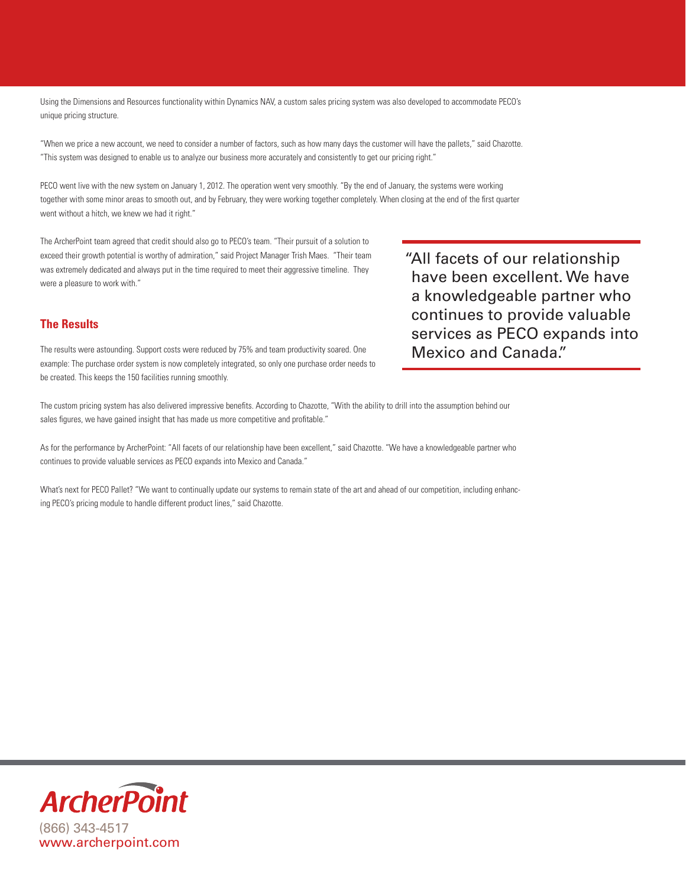Using the Dimensions and Resources functionality within Dynamics NAV, a custom sales pricing system was also developed to accommodate PECO's unique pricing structure.

"When we price a new account, we need to consider a number of factors, such as how many days the customer will have the pallets," said Chazotte. "This system was designed to enable us to analyze our business more accurately and consistently to get our pricing right."

PECO went live with the new system on January 1, 2012. The operation went very smoothly. "By the end of January, the systems were working together with some minor areas to smooth out, and by February, they were working together completely. When closing at the end of the first quarter went without a hitch, we knew we had it right."

The ArcherPoint team agreed that credit should also go to PECO's team. "Their pursuit of a solution to exceed their growth potential is worthy of admiration," said Project Manager Trish Maes. "Their team was extremely dedicated and always put in the time required to meet their aggressive timeline. They were a pleasure to work with."

> "All facets of our relationship have been excellent. We have a knowledgeable partner who continues to provide valuable services as PECO expands into Mexico and Canada."

## The Results

The results were astounding. Support costs were reduced by 75% and team productivity soared. One example: The purchase order system is now completely integrated, so only one purchase order needs to be created. This keeps the 150 facilities running smoothly.

The custom pricing system has also delivered impressive benefits. According to Chazotte, "With the ability to drill into the assumption behind our sales figures, we have gained insight that has made us more competitive and profitable."

As for the performance by ArcherPoint: "All facets of our relationship have been excellent," said Chazotte. "We have a knowledgeable partner who continues to provide valuable services as PECO expands into Mexico and Canada."

What's next for PECO Pallet? "We want to continually update our systems to remain state of the art and ahead of our competition, including enhancing PECO's pricing module to handle different product lines," said Chazotte.

ArcherPoint

(866) 343-4517

www.archerpoint.com